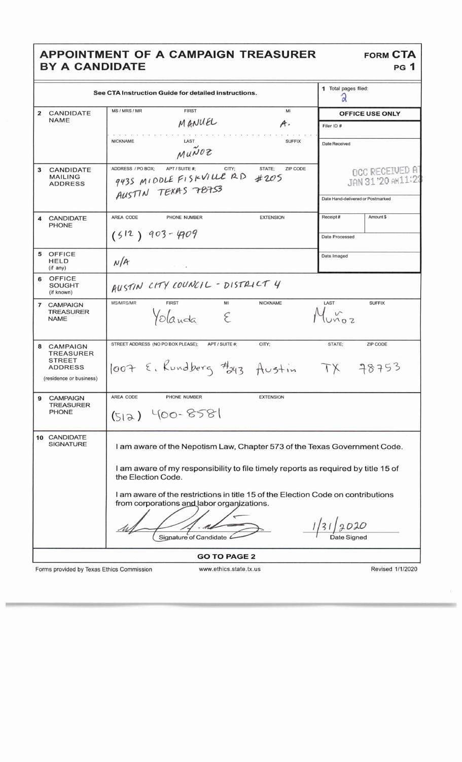# APPOINTMENT OF A CAMPAIGN TREASURER BY A CANDIDATE

**FORM CTA**
**PG 1**

See CTA Instruction Guide for detailed instructions.

**1** Total pages filed: 2

| | | |
|---|---|---|
| **2 CANDIDATE NAME** | MS / MRS / MR: | FIRST: MANUEL — MI: A. |
| | NICKNAME: | LAST: MUÑOZ — SUFFIX: |
| **3 CANDIDATE MAILING ADDRESS** | ADDRESS / PO BOX; APT / SUITE #; CITY; STATE; ZIP CODE | 9435 MIDDLE FISKVILLE RD #205 AUSTIN TEXAS 78753 |
| **4 CANDIDATE PHONE** | AREA CODE / PHONE NUMBER / EXTENSION | (512) 903-4909 |
| **5 OFFICE HELD** (if any) | | N/A |
| **6 OFFICE SOUGHT** (if known) | | AUSTIN CITY COUNCIL - DISTRICT 4 |
| **7 CAMPAIGN TREASURER NAME** | MS/MRS/MR: — FIRST: Yolanda — MI: E — NICKNAME: | LAST: Muñoz — SUFFIX: |
| **8 CAMPAIGN TREASURER STREET ADDRESS** (residence or business) | STREET ADDRESS (NO PO BOX PLEASE); APT / SUITE #; CITY; STATE; ZIP CODE | 1007 E. Rundberg #243 Austin TX 78753 |
| **9 CAMPAIGN TREASURER PHONE** | AREA CODE / PHONE NUMBER / EXTENSION | (512) 400-8581 |

**OFFICE USE ONLY**

| | |
|---|---|
| Filer ID # | |
| Date Received | OCC RECEIVED AT JAN 31 '20 AM11:23 |
| Date Hand-delivered or Postmarked | |
| Receipt # | Amount $ |
| Date Processed | |
| Date Imaged | |

**10 CANDIDATE SIGNATURE**

I am aware of the Nepotism Law, Chapter 573 of the Texas Government Code.

I am aware of my responsibility to file timely reports as required by title 15 of the Election Code.

I am aware of the restrictions in title 15 of the Election Code on contributions from corporations and labor organizations.

[Signature] — Signature of Candidate

1/31/2020 — Date Signed

**GO TO PAGE 2**

Forms provided by Texas Ethics Commission — www.ethics.state.tx.us — Revised 1/1/2020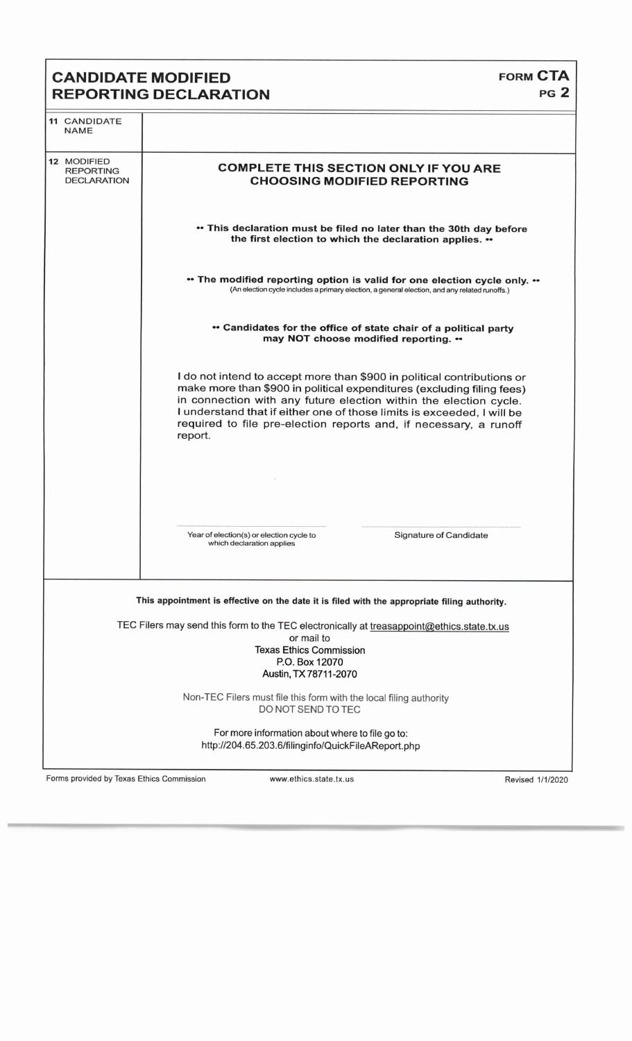# CANDIDATE MODIFIED REPORTING DECLARATION

**FORM CTA**
**PG 2**

| | |
|---|---|
| 11 CANDIDATE NAME | |
| 12 MODIFIED REPORTING DECLARATION | **COMPLETE THIS SECTION ONLY IF YOU ARE CHOOSING MODIFIED REPORTING** |

**•• This declaration must be filed no later than the 30th day before the first election to which the declaration applies. ••**

**•• The modified reporting option is valid for one election cycle only. ••**
(An election cycle includes a primary election, a general election, and any related runoffs.)

**•• Candidates for the office of state chair of a political party may NOT choose modified reporting. ••**

I do not intend to accept more than $900 in political contributions or make more than $900 in political expenditures (excluding filing fees) in connection with any future election within the election cycle. I understand that if either one of those limits is exceeded, I will be required to file pre-election reports and, if necessary, a runoff report.

Year of election(s) or election cycle to which declaration applies

Signature of Candidate

**This appointment is effective on the date it is filed with the appropriate filing authority.**

TEC Filers may send this form to the TEC electronically at treasappoint@ethics.state.tx.us
or mail to
Texas Ethics Commission
P.O. Box 12070
Austin, TX 78711-2070

Non-TEC Filers must file this form with the local filing authority
DO NOT SEND TO TEC

For more information about where to file go to:
http://204.65.203.6/filinginfo/QuickFileAReport.php

Forms provided by Texas Ethics Commission www.ethics.state.tx.us Revised 1/1/2020